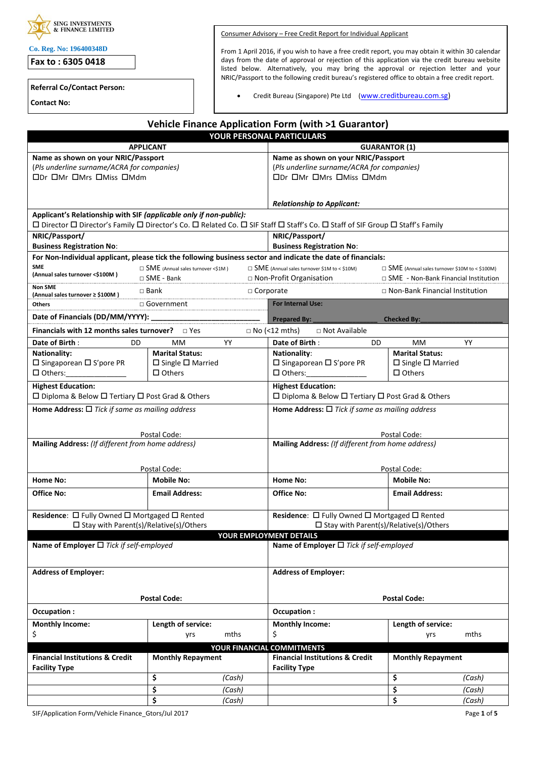SING INVESTMENTS & FINANCE LIMITED

**Co. Reg. No: 196400348D**

**Fax to : 6305 0418**

**Referral Co/Contact Person:**

**Contact No:**

Consumer Advisory – Free Credit Report for Individual Applicant

From 1 April 2016, if you wish to have a free credit report, you may obtain it within 30 calendar days from the date of approval or rejection of this application via the credit bureau website listed below. Alternatively, you may bring the approval or rejection letter and your NRIC/Passport to the following credit bureau's registered office to obtain a free credit report.

- Credit Bureau (Singapore) Pte Ltd (www.creditbureau.com.sg)

## Vehicle Finance Application Form (with >1 Guarantor)

### YOUR PERSONAL PARTICULARS

| APPLICANT | | GUARANTOR (1) | |
|---|---|---|---|
| **Name as shown on your NRIC/Passport**<br>*(Pls underline surname/ACRA for companies)*<br>☐Dr ☐Mr ☐Mrs ☐Miss ☐Mdm | | **Name as shown on your NRIC/Passport**<br>*(Pls underline surname/ACRA for companies)*<br>☐Dr ☐Mr ☐Mrs ☐Miss ☐Mdm<br><br>***Relationship to Applicant:*** | |

**Applicant's Relationship with SIF *(applicable only if non-public)*:**
☐ Director ☐ Director's Family ☐ Director's Co. ☐ Related Co. ☐ SIF Staff ☐ Staff's Co. ☐ Staff of SIF Group ☐ Staff's Family

| | | | |
|---|---|---|---|
| **NRIC/Passport/ Business Registration No**: | | **NRIC/Passport/ Business Registration No**: | |

**For Non-Individual applicant, please tick the following business sector and indicate the date of financials:**

| | | | |
|---|---|---|---|
| **SME** (Annual sales turnover <$100M ) | □ SME (Annual sales turnover <$1M )<br>□ SME - Bank | □ SME (Annual sales turnover $1M to < $10M)<br>□ Non-Profit Organisation | □ SME (Annual sales turnover $10M to < $100M)<br>□ SME - Non-Bank Financial Institution |
| **Non SME** (Annual sales turnover ≥ $100M ) | □ Bank | □ Corporate | □ Non-Bank Financial Institution |
| **Others** | □ Government | **For Internal Use:** | |
| **Date of Financials (DD/MM/YYYY):** ____________________ | | **Prepared By:** ______________ | **Checked By:** ______________ |

**Financials with 12 months sales turnover?** □ Yes □ No (<12 mths) □ Not Available

| APPLICANT | | GUARANTOR (1) | |
|---|---|---|---|
| **Date of Birth** : DD MM YY | | **Date of Birth** : DD MM YY | |
| **Nationality:**<br>☐ Singaporean ☐ S'pore PR<br>☐ Others:______________ | **Marital Status:**<br>☐ Single ☐ Married<br>☐ Others | **Nationality**:<br>☐ Singaporean ☐ S'pore PR<br>☐ Others:______________ | **Marital Status:**<br>☐ Single ☐ Married<br>☐ Others |
| **Highest Education:**<br>☐ Diploma & Below ☐ Tertiary ☐ Post Grad & Others | | **Highest Education:**<br>☐ Diploma & Below ☐ Tertiary ☐ Post Grad & Others | |
| **Home Address:** ☐ *Tick if same as mailing address*<br><br>Postal Code: | | **Home Address:** ☐ *Tick if same as mailing address*<br><br>Postal Code: | |
| **Mailing Address:** *(If different from home address)*<br><br>Postal Code: | | **Mailing Address:** *(If different from home address)*<br><br>Postal Code: | |
| **Home No:** | **Mobile No:** | **Home No:** | **Mobile No:** |
| **Office No:** | **Email Address:** | **Office No:** | **Email Address:** |
| **Residence**: ☐ Fully Owned ☐ Mortgaged ☐ Rented<br>☐ Stay with Parent(s)/Relative(s)/Others | | **Residence**: ☐ Fully Owned ☐ Mortgaged ☐ Rented<br>☐ Stay with Parent(s)/Relative(s)/Others | |

### YOUR EMPLOYMENT DETAILS

| | | | |
|---|---|---|---|
| **Name of Employer** ☐ *Tick if self-employed* | | **Name of Employer** ☐ *Tick if self-employed* | |
| **Address of Employer:**<br><br>**Postal Code:** | | **Address of Employer:**<br><br>**Postal Code:** | |
| **Occupation :** | | **Occupation :** | |
| **Monthly Income:**<br>$ | **Length of service:**<br>yrs mths | **Monthly Income:**<br>$ | **Length of service:**<br>yrs mths |

### YOUR FINANCIAL COMMITMENTS

| Financial Institutions & Credit Facility Type | Monthly Repayment | Financial Institutions & Credit Facility Type | Monthly Repayment |
|---|---|---|---|
| | $ *(Cash)* | | $ *(Cash)* |
| | $ *(Cash)* | | $ *(Cash)* |
| | $ *(Cash)* | | $ *(Cash)* |

SIF/Application Form/Vehicle Finance_Gtors/Jul 2017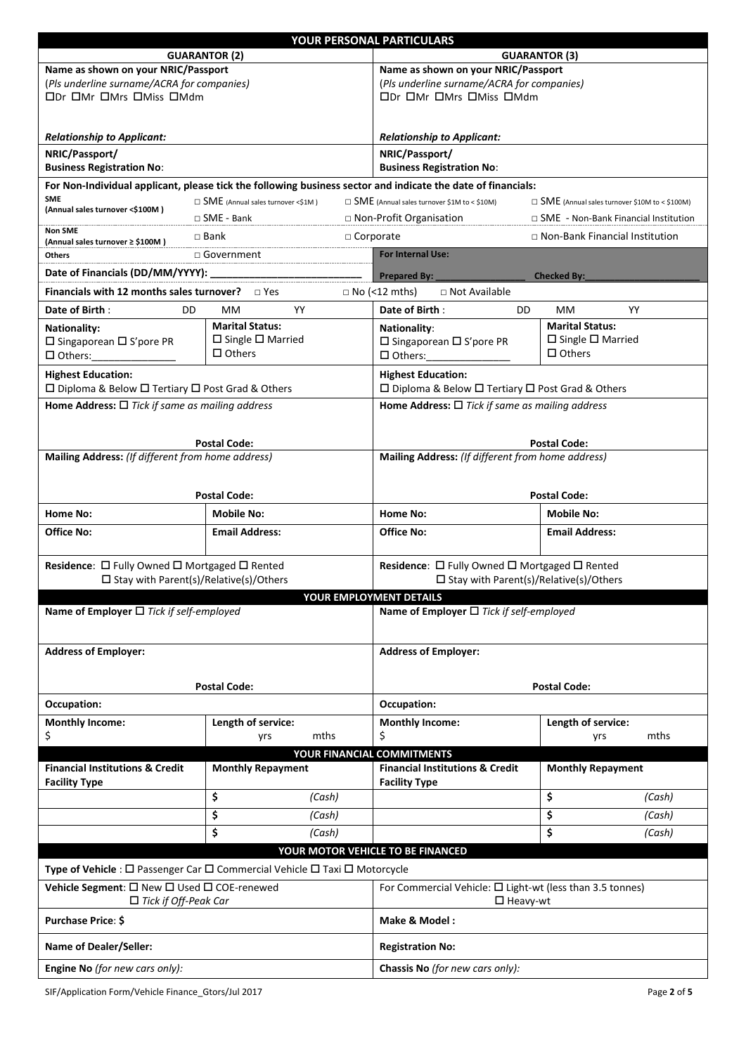## YOUR PERSONAL PARTICULARS

| GUARANTOR (2) | | GUARANTOR (3) | |
|---|---|---|---|
| **Name as shown on your NRIC/Passport** (*Pls underline surname/ACRA for companies*) ☐Dr ☐Mr ☐Mrs ☐Miss ☐Mdm | | **Name as shown on your NRIC/Passport** (*Pls underline surname/ACRA for companies*) ☐Dr ☐Mr ☐Mrs ☐Miss ☐Mdm | |
| ***Relationship to Applicant:*** | | ***Relationship to Applicant:*** | |
| **NRIC/Passport/ Business Registration No**: | | **NRIC/Passport/ Business Registration No**: | |

**For Non-Individual applicant, please tick the following business sector and indicate the date of financials:**

| | | | |
|---|---|---|---|
| **SME** (Annual sales turnover <$100M ) | □ SME (Annual sales turnover <$1M ) | □ SME (Annual sales turnover $1M to < $10M) | □ SME (Annual sales turnover $10M to < $100M) |
| | □ SME - Bank | □ Non-Profit Organisation | □ SME - Non-Bank Financial Institution |
| **Non SME** (Annual sales turnover ≥ $100M ) | □ Bank | □ Corporate | □ Non-Bank Financial Institution |
| **Others** | □ Government | **For Internal Use:** | |
| **Date of Financials (DD/MM/YYYY):** ____________ | | **Prepared By:** ____________ | **Checked By:** ____________ |

**Financials with 12 months sales turnover?** □ Yes □ No (<12 mths) □ Not Available

| GUARANTOR (2) | | GUARANTOR (3) | |
|---|---|---|---|
| **Date of Birth** : DD MM YY | | **Date of Birth** : DD MM YY | |
| **Nationality:** ☐ Singaporean ☐ S'pore PR ☐ Others:__________ | **Marital Status:** ☐ Single ☐ Married ☐ Others | **Nationality**: ☐ Singaporean ☐ S'pore PR ☐ Others:__________ | **Marital Status:** ☐ Single ☐ Married ☐ Others |
| **Highest Education:** ☐ Diploma & Below ☐ Tertiary ☐ Post Grad & Others | | **Highest Education:** ☐ Diploma & Below ☐ Tertiary ☐ Post Grad & Others | |
| **Home Address:** ☐ *Tick if same as mailing address* **Postal Code:** | | **Home Address:** ☐ *Tick if same as mailing address* **Postal Code:** | |
| **Mailing Address:** *(If different from home address)* **Postal Code:** | | **Mailing Address:** *(If different from home address)* **Postal Code:** | |
| **Home No:** | **Mobile No:** | **Home No:** | **Mobile No:** |
| **Office No:** | **Email Address:** | **Office No:** | **Email Address:** |
| **Residence**: ☐ Fully Owned ☐ Mortgaged ☐ Rented ☐ Stay with Parent(s)/Relative(s)/Others | | **Residence**: ☐ Fully Owned ☐ Mortgaged ☐ Rented ☐ Stay with Parent(s)/Relative(s)/Others | |

## YOUR EMPLOYMENT DETAILS

| GUARANTOR (2) | | GUARANTOR (3) | |
|---|---|---|---|
| **Name of Employer** ☐ *Tick if self-employed* | | **Name of Employer** ☐ *Tick if self-employed* | |
| **Address of Employer:** **Postal Code:** | | **Address of Employer:** **Postal Code:** | |
| **Occupation:** | | **Occupation:** | |
| **Monthly Income:** $ | **Length of service:** yrs mths | **Monthly Income:** $ | **Length of service:** yrs mths |

## YOUR FINANCIAL COMMITMENTS

| Financial Institutions & Credit Facility Type | Monthly Repayment | Financial Institutions & Credit Facility Type | Monthly Repayment |
|---|---|---|---|
| | $ (Cash) | | $ (Cash) |
| | $ (Cash) | | $ (Cash) |
| | $ (Cash) | | $ (Cash) |

## YOUR MOTOR VEHICLE TO BE FINANCED

**Type of Vehicle** : ☐ Passenger Car ☐ Commercial Vehicle ☐ Taxi ☐ Motorcycle

| | |
|---|---|
| **Vehicle Segment**: ☐ New ☐ Used ☐ COE-renewed ☐ *Tick if Off-Peak Car* | For Commercial Vehicle: ☐ Light-wt (less than 3.5 tonnes) ☐ Heavy-wt |
| **Purchase Price**: **$** | **Make & Model :** |
| **Name of Dealer/Seller:** | **Registration No:** |
| **Engine No** *(for new cars only):* | **Chassis No** *(for new cars only):* |

SIF/Application Form/Vehicle Finance_Gtors/Jul 2017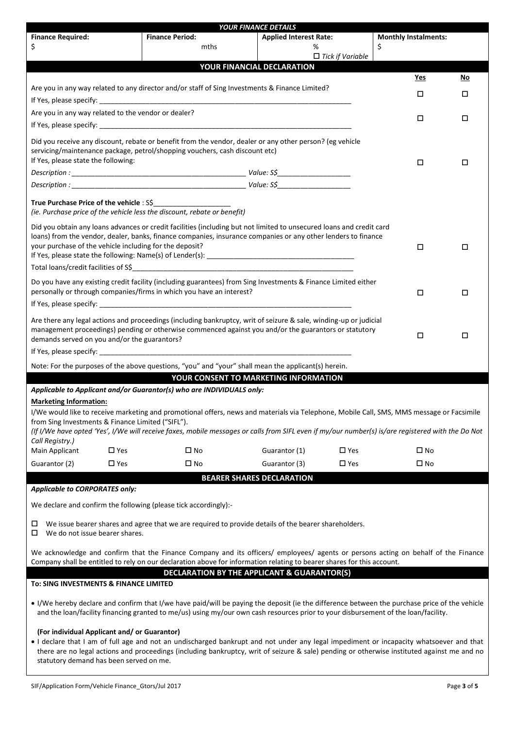## *YOUR FINANCE DETAILS*

| Finance Required: | Finance Period: | Applied Interest Rate: | Monthly Instalments: |
|---|---|---|---|
| $ | mths | % ☐ *Tick if Variable* | $ |

## YOUR FINANCIAL DECLARATION

| | Yes | No |
|---|---|---|
| Are you in any way related to any director and/or staff of Sing Investments & Finance Limited?<br>If Yes, please specify: ____________ | ☐ | ☐ |
| Are you in any way related to the vendor or dealer?<br>If Yes, please specify: ____________ | ☐ | ☐ |
| Did you receive any discount, rebate or benefit from the vendor, dealer or any other person? (eg vehicle servicing/maintenance package, petrol/shopping vouchers, cash discount etc)<br>If Yes, please state the following:<br>*Description :* ____________ *Value: S$*____________<br>*Description :* ____________ *Value: S$*____________ | ☐ | ☐ |
| **True Purchase Price of the vehicle** : S$____________<br>*(ie. Purchase price of the vehicle less the discount, rebate or benefit)* | | |
| Did you obtain any loans advances or credit facilities (including but not limited to unsecured loans and credit card loans) from the vendor, dealer, banks, finance companies, insurance companies or any other lenders to finance your purchase of the vehicle including for the deposit?<br>If Yes, please state the following: Name(s) of Lender(s): ____________<br>Total loans/credit facilities of S$____________ | ☐ | ☐ |
| Do you have any existing credit facility (including guarantees) from Sing Investments & Finance Limited either personally or through companies/firms in which you have an interest?<br>If Yes, please specify: ____________ | ☐ | ☐ |
| Are there any legal actions and proceedings (including bankruptcy, writ of seizure & sale, winding-up or judicial management proceedings) pending or otherwise commenced against you and/or the guarantors or statutory demands served on you and/or the guarantors?<br>If Yes, please specify: ____________ | ☐ | ☐ |

Note: For the purposes of the above questions, "you" and "your" shall mean the applicant(s) herein.

## YOUR CONSENT TO MARKETING INFORMATION

***Applicable to Applicant and/or Guarantor(s) who are INDIVIDUALS only:***

**Marketing Information:**

I/We would like to receive marketing and promotional offers, news and materials via Telephone, Mobile Call, SMS, MMS message or Facsimile from Sing Investments & Finance Limited ("SIFL").

*(If I/We have opted 'Yes', I/We will receive faxes, mobile messages or calls from SIFL even if my/our number(s) is/are registered with the Do Not Call Registry.)*

| | | | | | |
|---|---|---|---|---|---|
| Main Applicant | ☐ Yes | ☐ No | Guarantor (1) | ☐ Yes | ☐ No |
| Guarantor (2) | ☐ Yes | ☐ No | Guarantor (3) | ☐ Yes | ☐ No |

## BEARER SHARES DECLARATION

***Applicable to CORPORATES only:***

We declare and confirm the following (please tick accordingly):-

☐ We issue bearer shares and agree that we are required to provide details of the bearer shareholders.
☐ We do not issue bearer shares.

We acknowledge and confirm that the Finance Company and its officers/ employees/ agents or persons acting on behalf of the Finance Company shall be entitled to rely on our declaration above for information relating to bearer shares for this account.

## DECLARATION BY THE APPLICANT & GUARANTOR(S)

**To: SING INVESTMENTS & FINANCE LIMITED**

- I/We hereby declare and confirm that I/we have paid/will be paying the deposit (ie the difference between the purchase price of the vehicle and the loan/facility financing granted to me/us) using my/our own cash resources prior to your disbursement of the loan/facility.

**(For individual Applicant and/ or Guarantor)**

- I declare that I am of full age and not an undischarged bankrupt and not under any legal impediment or incapacity whatsoever and that there are no legal actions and proceedings (including bankruptcy, writ of seizure & sale) pending or otherwise instituted against me and no statutory demand has been served on me.

SIF/Application Form/Vehicle Finance_Gtors/Jul 2017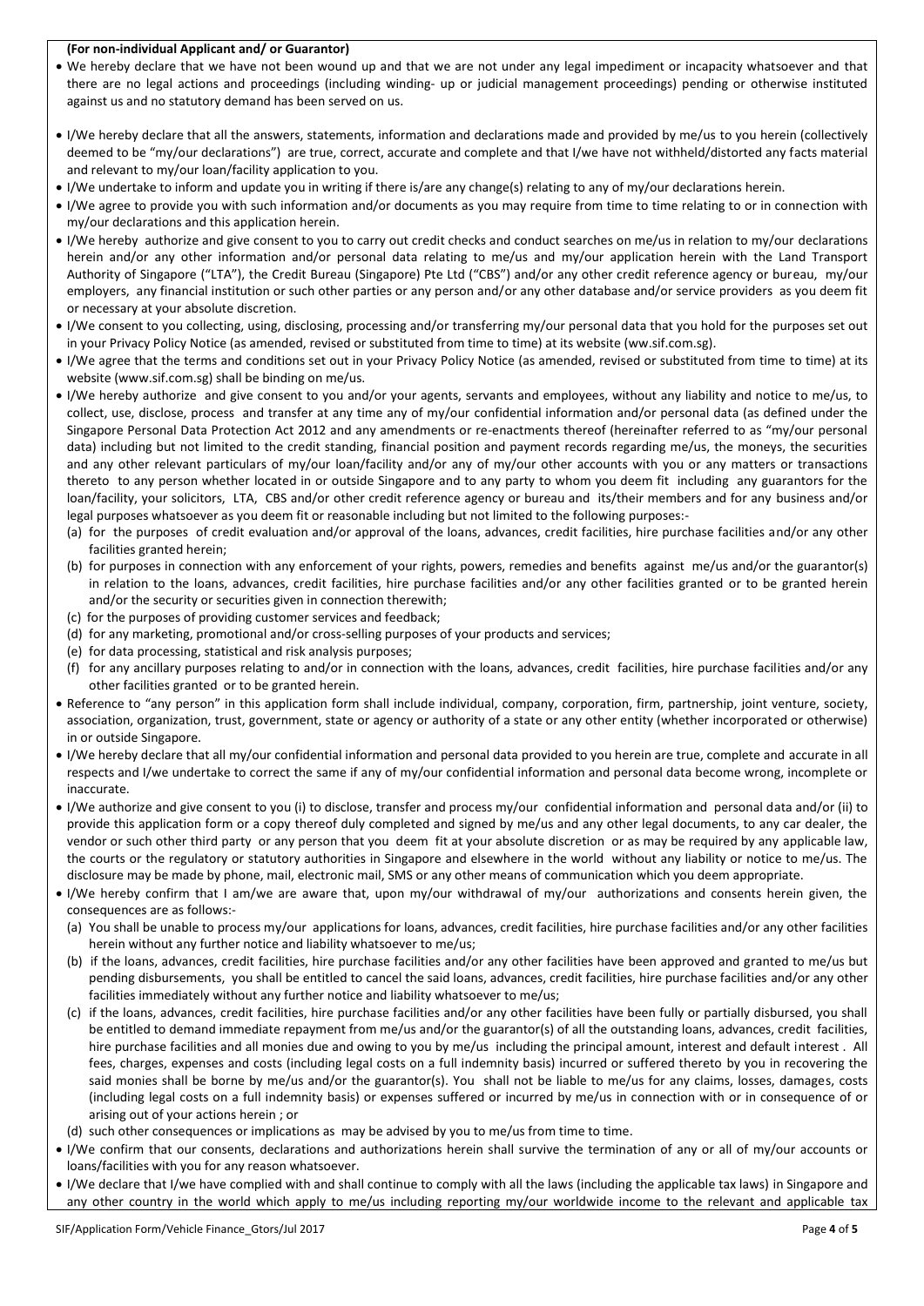**(For non-individual Applicant and/ or Guarantor)**

- We hereby declare that we have not been wound up and that we are not under any legal impediment or incapacity whatsoever and that there are no legal actions and proceedings (including winding- up or judicial management proceedings) pending or otherwise instituted against us and no statutory demand has been served on us.
- I/We hereby declare that all the answers, statements, information and declarations made and provided by me/us to you herein (collectively deemed to be "my/our declarations") are true, correct, accurate and complete and that I/we have not withheld/distorted any facts material and relevant to my/our loan/facility application to you.
- I/We undertake to inform and update you in writing if there is/are any change(s) relating to any of my/our declarations herein.
- I/We agree to provide you with such information and/or documents as you may require from time to time relating to or in connection with my/our declarations and this application herein.
- I/We hereby authorize and give consent to you to carry out credit checks and conduct searches on me/us in relation to my/our declarations herein and/or any other information and/or personal data relating to me/us and my/our application herein with the Land Transport Authority of Singapore ("LTA"), the Credit Bureau (Singapore) Pte Ltd ("CBS") and/or any other credit reference agency or bureau, my/our employers, any financial institution or such other parties or any person and/or any other database and/or service providers as you deem fit or necessary at your absolute discretion.
- I/We consent to you collecting, using, disclosing, processing and/or transferring my/our personal data that you hold for the purposes set out in your Privacy Policy Notice (as amended, revised or substituted from time to time) at its website (ww.sif.com.sg).
- I/We agree that the terms and conditions set out in your Privacy Policy Notice (as amended, revised or substituted from time to time) at its website (www.sif.com.sg) shall be binding on me/us.
- I/We hereby authorize and give consent to you and/or your agents, servants and employees, without any liability and notice to me/us, to collect, use, disclose, process and transfer at any time any of my/our confidential information and/or personal data (as defined under the Singapore Personal Data Protection Act 2012 and any amendments or re-enactments thereof (hereinafter referred to as "my/our personal data) including but not limited to the credit standing, financial position and payment records regarding me/us, the moneys, the securities and any other relevant particulars of my/our loan/facility and/or any of my/our other accounts with you or any matters or transactions thereto to any person whether located in or outside Singapore and to any party to whom you deem fit including any guarantors for the loan/facility, your solicitors, LTA, CBS and/or other credit reference agency or bureau and its/their members and for any business and/or legal purposes whatsoever as you deem fit or reasonable including but not limited to the following purposes:-
  - (a) for the purposes of credit evaluation and/or approval of the loans, advances, credit facilities, hire purchase facilities and/or any other facilities granted herein;
  - (b) for purposes in connection with any enforcement of your rights, powers, remedies and benefits against me/us and/or the guarantor(s) in relation to the loans, advances, credit facilities, hire purchase facilities and/or any other facilities granted or to be granted herein and/or the security or securities given in connection therewith;
  - (c) for the purposes of providing customer services and feedback;
  - (d) for any marketing, promotional and/or cross-selling purposes of your products and services;
  - (e) for data processing, statistical and risk analysis purposes;
  - (f) for any ancillary purposes relating to and/or in connection with the loans, advances, credit facilities, hire purchase facilities and/or any other facilities granted or to be granted herein.
- Reference to "any person" in this application form shall include individual, company, corporation, firm, partnership, joint venture, society, association, organization, trust, government, state or agency or authority of a state or any other entity (whether incorporated or otherwise) in or outside Singapore.
- I/We hereby declare that all my/our confidential information and personal data provided to you herein are true, complete and accurate in all respects and I/we undertake to correct the same if any of my/our confidential information and personal data become wrong, incomplete or inaccurate.
- I/We authorize and give consent to you (i) to disclose, transfer and process my/our confidential information and personal data and/or (ii) to provide this application form or a copy thereof duly completed and signed by me/us and any other legal documents, to any car dealer, the vendor or such other third party or any person that you deem fit at your absolute discretion or as may be required by any applicable law, the courts or the regulatory or statutory authorities in Singapore and elsewhere in the world without any liability or notice to me/us. The disclosure may be made by phone, mail, electronic mail, SMS or any other means of communication which you deem appropriate.
- I/We hereby confirm that I am/we are aware that, upon my/our withdrawal of my/our authorizations and consents herein given, the consequences are as follows:-
  - (a) You shall be unable to process my/our applications for loans, advances, credit facilities, hire purchase facilities and/or any other facilities herein without any further notice and liability whatsoever to me/us;
  - (b) if the loans, advances, credit facilities, hire purchase facilities and/or any other facilities have been approved and granted to me/us but pending disbursements, you shall be entitled to cancel the said loans, advances, credit facilities, hire purchase facilities and/or any other facilities immediately without any further notice and liability whatsoever to me/us;
  - (c) if the loans, advances, credit facilities, hire purchase facilities and/or any other facilities have been fully or partially disbursed, you shall be entitled to demand immediate repayment from me/us and/or the guarantor(s) of all the outstanding loans, advances, credit facilities, hire purchase facilities and all monies due and owing to you by me/us including the principal amount, interest and default interest . All fees, charges, expenses and costs (including legal costs on a full indemnity basis) incurred or suffered thereto by you in recovering the said monies shall be borne by me/us and/or the guarantor(s). You shall not be liable to me/us for any claims, losses, damages, costs (including legal costs on a full indemnity basis) or expenses suffered or incurred by me/us in connection with or in consequence of or arising out of your actions herein ; or
  - (d) such other consequences or implications as may be advised by you to me/us from time to time.
- I/We confirm that our consents, declarations and authorizations herein shall survive the termination of any or all of my/our accounts or loans/facilities with you for any reason whatsoever.
- I/We declare that I/we have complied with and shall continue to comply with all the laws (including the applicable tax laws) in Singapore and any other country in the world which apply to me/us including reporting my/our worldwide income to the relevant and applicable tax

SIF/Application Form/Vehicle Finance_Gtors/Jul 2017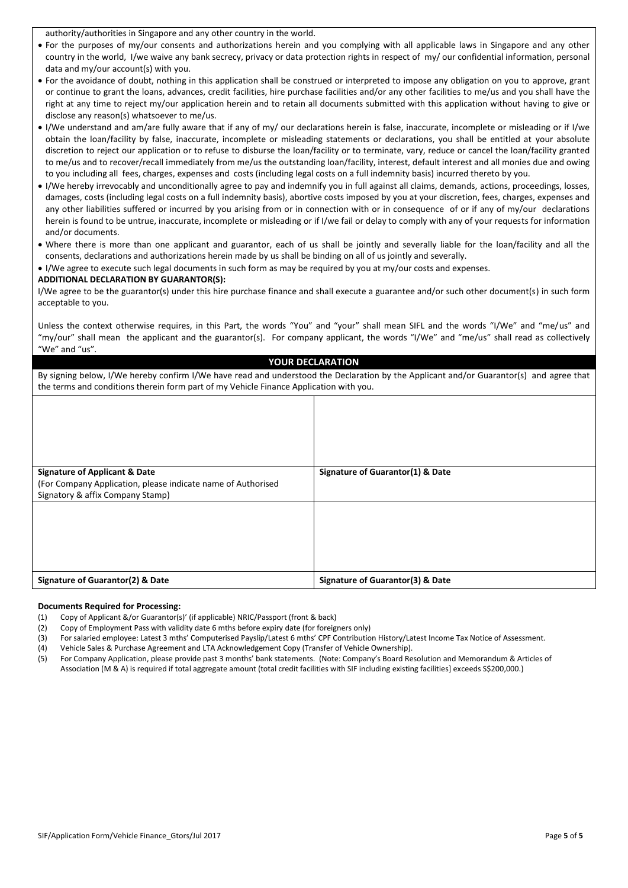authority/authorities in Singapore and any other country in the world.

- For the purposes of my/our consents and authorizations herein and you complying with all applicable laws in Singapore and any other country in the world, I/we waive any bank secrecy, privacy or data protection rights in respect of my/ our confidential information, personal data and my/our account(s) with you.
- For the avoidance of doubt, nothing in this application shall be construed or interpreted to impose any obligation on you to approve, grant or continue to grant the loans, advances, credit facilities, hire purchase facilities and/or any other facilities to me/us and you shall have the right at any time to reject my/our application herein and to retain all documents submitted with this application without having to give or disclose any reason(s) whatsoever to me/us.
- I/We understand and am/are fully aware that if any of my/ our declarations herein is false, inaccurate, incomplete or misleading or if I/we obtain the loan/facility by false, inaccurate, incomplete or misleading statements or declarations, you shall be entitled at your absolute discretion to reject our application or to refuse to disburse the loan/facility or to terminate, vary, reduce or cancel the loan/facility granted to me/us and to recover/recall immediately from me/us the outstanding loan/facility, interest, default interest and all monies due and owing to you including all fees, charges, expenses and costs (including legal costs on a full indemnity basis) incurred thereto by you.
- I/We hereby irrevocably and unconditionally agree to pay and indemnify you in full against all claims, demands, actions, proceedings, losses, damages, costs (including legal costs on a full indemnity basis), abortive costs imposed by you at your discretion, fees, charges, expenses and any other liabilities suffered or incurred by you arising from or in connection with or in consequence of or if any of my/our declarations herein is found to be untrue, inaccurate, incomplete or misleading or if I/we fail or delay to comply with any of your requests for information and/or documents.
- Where there is more than one applicant and guarantor, each of us shall be jointly and severally liable for the loan/facility and all the consents, declarations and authorizations herein made by us shall be binding on all of us jointly and severally.
- I/We agree to execute such legal documents in such form as may be required by you at my/our costs and expenses.

**ADDITIONAL DECLARATION BY GUARANTOR(S):**

I/We agree to be the guarantor(s) under this hire purchase finance and shall execute a guarantee and/or such other document(s) in such form acceptable to you.

Unless the context otherwise requires, in this Part, the words "You" and "your" shall mean SIFL and the words "I/We" and "me/us" and "my/our" shall mean the applicant and the guarantor(s). For company applicant, the words "I/We" and "me/us" shall read as collectively "We" and "us".

## YOUR DECLARATION

By signing below, I/We hereby confirm I/We have read and understood the Declaration by the Applicant and/or Guarantor(s) and agree that the terms and conditions therein form part of my Vehicle Finance Application with you.

| | |
|---|---|
| | |
| **Signature of Applicant & Date** (For Company Application, please indicate name of Authorised Signatory & affix Company Stamp) | **Signature of Guarantor(1) & Date** |
| | |
| **Signature of Guarantor(2) & Date** | **Signature of Guarantor(3) & Date** |

**Documents Required for Processing:**

(1) Copy of Applicant &/or Guarantor(s)' (if applicable) NRIC/Passport (front & back)

(2) Copy of Employment Pass with validity date 6 mths before expiry date (for foreigners only)

(3) For salaried employee: Latest 3 mths' Computerised Payslip/Latest 6 mths' CPF Contribution History/Latest Income Tax Notice of Assessment.

(4) Vehicle Sales & Purchase Agreement and LTA Acknowledgement Copy (Transfer of Vehicle Ownership).

(5) For Company Application, please provide past 3 months' bank statements. (Note: Company's Board Resolution and Memorandum & Articles of Association (M & A) is required if total aggregate amount (total credit facilities with SIF including existing facilities] exceeds S$200,000.)

SIF/Application Form/Vehicle Finance_Gtors/Jul 2017